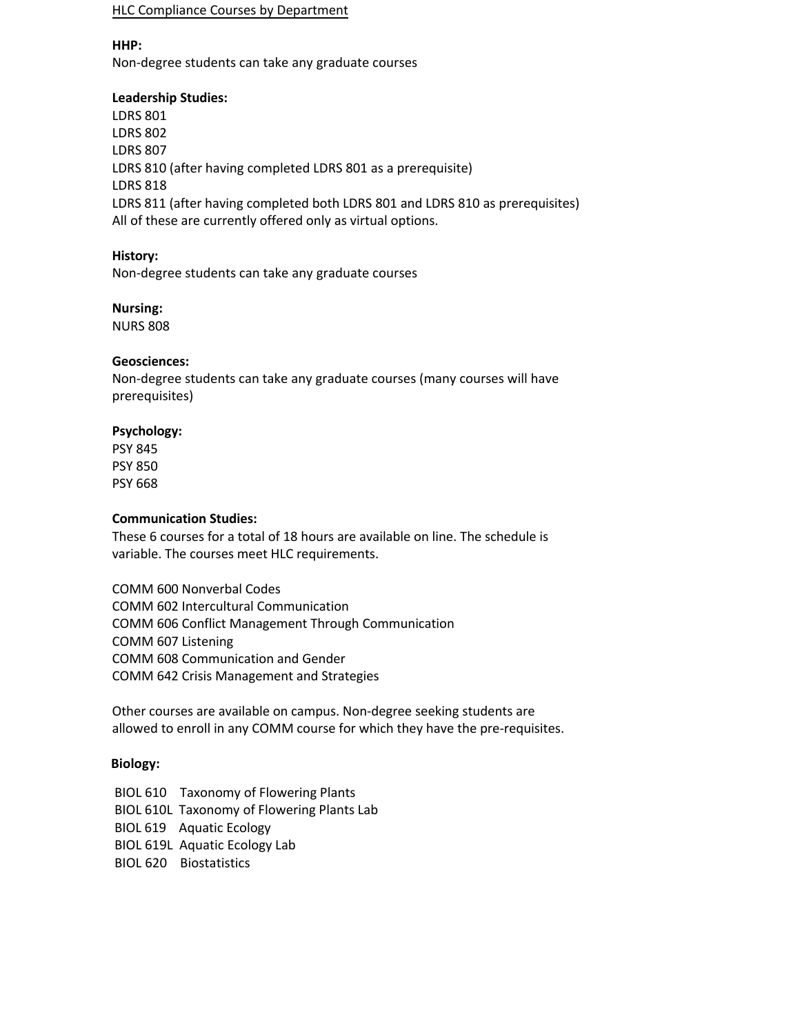HLC Compliance Courses by Department

**HHP:**
Non-degree students can take any graduate courses

**Leadership Studies:**
LDRS 801
LDRS 802
LDRS 807
LDRS 810 (after having completed LDRS 801 as a prerequisite)
LDRS 818
LDRS 811 (after having completed both LDRS 801 and LDRS 810 as prerequisites)
All of these are currently offered only as virtual options.

**History:**
Non-degree students can take any graduate courses

**Nursing:**
NURS 808

**Geosciences:**
Non-degree students can take any graduate courses (many courses will have prerequisites)

**Psychology:**
PSY 845
PSY 850
PSY 668

**Communication Studies:**
These 6 courses for a total of 18 hours are available on line. The schedule is variable. The courses meet HLC requirements.

COMM 600 Nonverbal Codes
COMM 602 Intercultural Communication
COMM 606 Conflict Management Through Communication
COMM 607 Listening
COMM 608 Communication and Gender
COMM 642 Crisis Management and Strategies

Other courses are available on campus. Non-degree seeking students are allowed to enroll in any COMM course for which they have the pre-requisites.

**Biology:**

BIOL 610 Taxonomy of Flowering Plants
BIOL 610L Taxonomy of Flowering Plants Lab
BIOL 619 Aquatic Ecology
BIOL 619L Aquatic Ecology Lab
BIOL 620 Biostatistics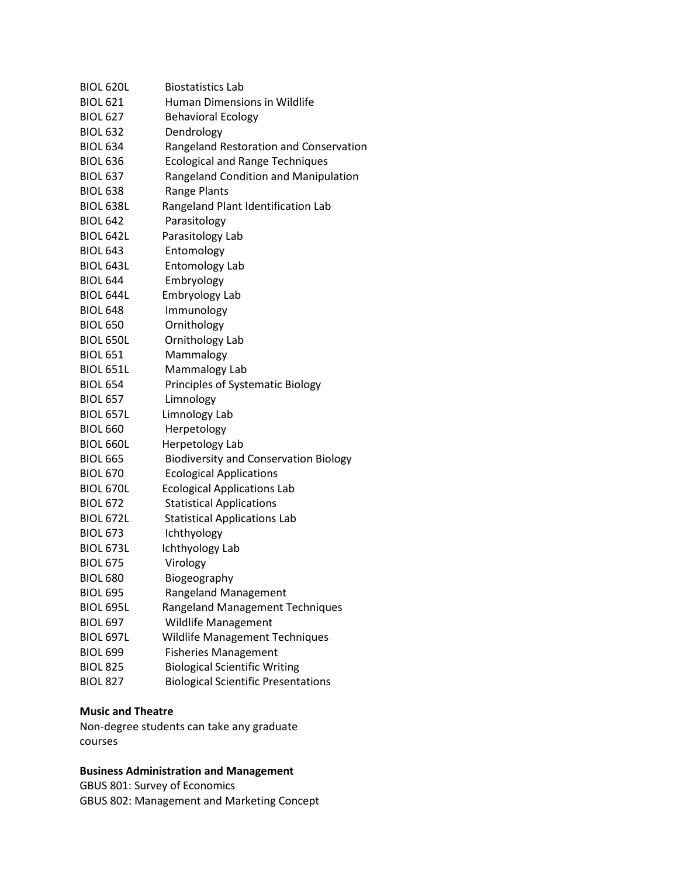BIOL 620L Biostatistics Lab
BIOL 621 Human Dimensions in Wildlife
BIOL 627 Behavioral Ecology
BIOL 632 Dendrology
BIOL 634 Rangeland Restoration and Conservation
BIOL 636 Ecological and Range Techniques
BIOL 637 Rangeland Condition and Manipulation
BIOL 638 Range Plants
BIOL 638L Rangeland Plant Identification Lab
BIOL 642 Parasitology
BIOL 642L Parasitology Lab
BIOL 643 Entomology
BIOL 643L Entomology Lab
BIOL 644 Embryology
BIOL 644L Embryology Lab
BIOL 648 Immunology
BIOL 650 Ornithology
BIOL 650L Ornithology Lab
BIOL 651 Mammalogy
BIOL 651L Mammalogy Lab
BIOL 654 Principles of Systematic Biology
BIOL 657 Limnology
BIOL 657L Limnology Lab
BIOL 660 Herpetology
BIOL 660L Herpetology Lab
BIOL 665 Biodiversity and Conservation Biology
BIOL 670 Ecological Applications
BIOL 670L Ecological Applications Lab
BIOL 672 Statistical Applications
BIOL 672L Statistical Applications Lab
BIOL 673 Ichthyology
BIOL 673L Ichthyology Lab
BIOL 675 Virology
BIOL 680 Biogeography
BIOL 695 Rangeland Management
BIOL 695L Rangeland Management Techniques
BIOL 697 Wildlife Management
BIOL 697L Wildlife Management Techniques
BIOL 699 Fisheries Management
BIOL 825 Biological Scientific Writing
BIOL 827 Biological Scientific Presentations

**Music and Theatre**

Non-degree students can take any graduate courses

**Business Administration and Management**

GBUS 801: Survey of Economics
GBUS 802: Management and Marketing Concept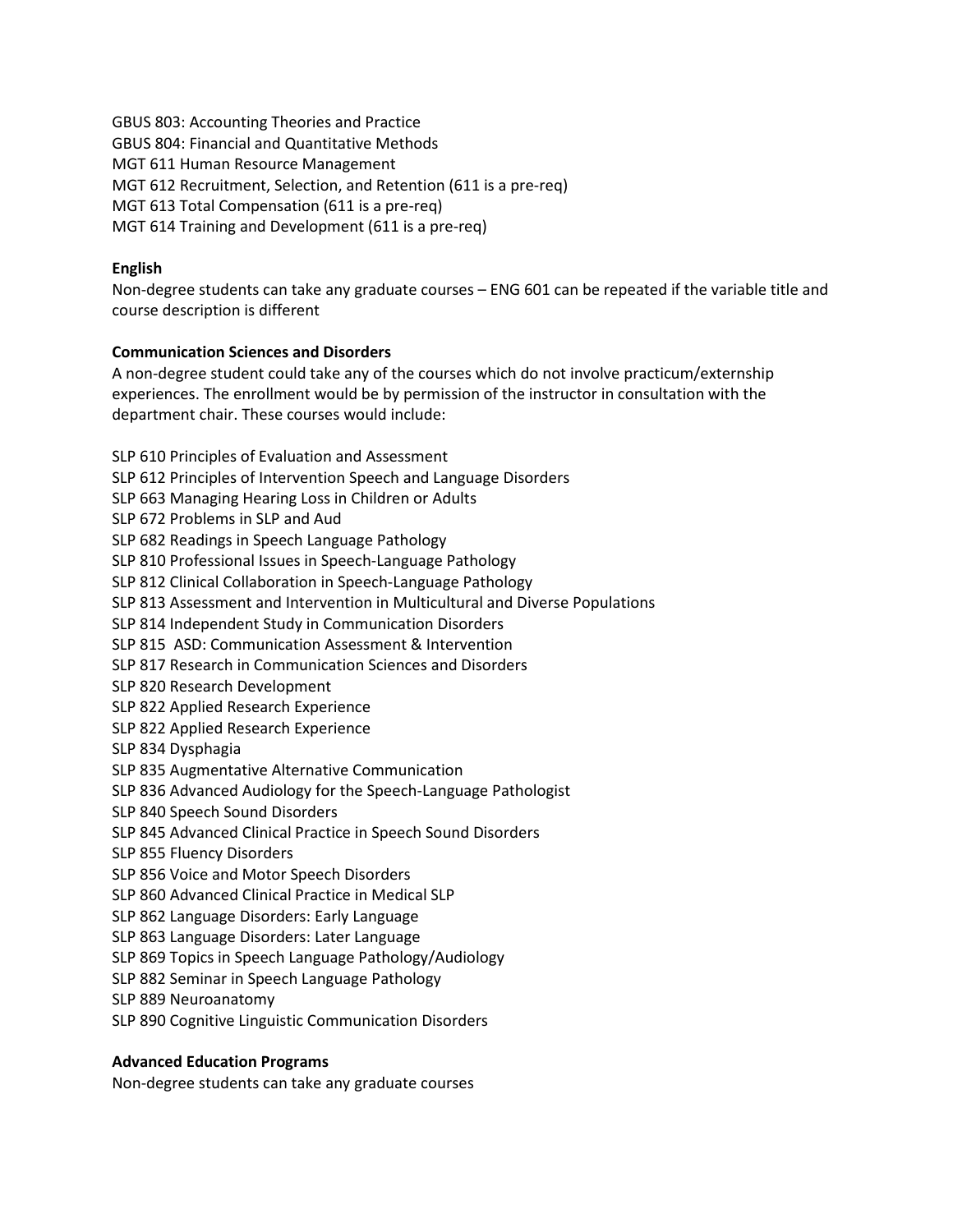GBUS 803: Accounting Theories and Practice
GBUS 804: Financial and Quantitative Methods
MGT 611 Human Resource Management
MGT 612 Recruitment, Selection, and Retention (611 is a pre-req)
MGT 613 Total Compensation (611 is a pre-req)
MGT 614 Training and Development (611 is a pre-req)

**English**

Non-degree students can take any graduate courses – ENG 601 can be repeated if the variable title and course description is different

**Communication Sciences and Disorders**

A non-degree student could take any of the courses which do not involve practicum/externship experiences. The enrollment would be by permission of the instructor in consultation with the department chair. These courses would include:

SLP 610 Principles of Evaluation and Assessment
SLP 612 Principles of Intervention Speech and Language Disorders
SLP 663 Managing Hearing Loss in Children or Adults
SLP 672 Problems in SLP and Aud
SLP 682 Readings in Speech Language Pathology
SLP 810 Professional Issues in Speech-Language Pathology
SLP 812 Clinical Collaboration in Speech-Language Pathology
SLP 813 Assessment and Intervention in Multicultural and Diverse Populations
SLP 814 Independent Study in Communication Disorders
SLP 815 ASD: Communication Assessment & Intervention
SLP 817 Research in Communication Sciences and Disorders
SLP 820 Research Development
SLP 822 Applied Research Experience
SLP 822 Applied Research Experience
SLP 834 Dysphagia
SLP 835 Augmentative Alternative Communication
SLP 836 Advanced Audiology for the Speech-Language Pathologist
SLP 840 Speech Sound Disorders
SLP 845 Advanced Clinical Practice in Speech Sound Disorders
SLP 855 Fluency Disorders
SLP 856 Voice and Motor Speech Disorders
SLP 860 Advanced Clinical Practice in Medical SLP
SLP 862 Language Disorders: Early Language
SLP 863 Language Disorders: Later Language
SLP 869 Topics in Speech Language Pathology/Audiology
SLP 882 Seminar in Speech Language Pathology
SLP 889 Neuroanatomy
SLP 890 Cognitive Linguistic Communication Disorders

**Advanced Education Programs**

Non-degree students can take any graduate courses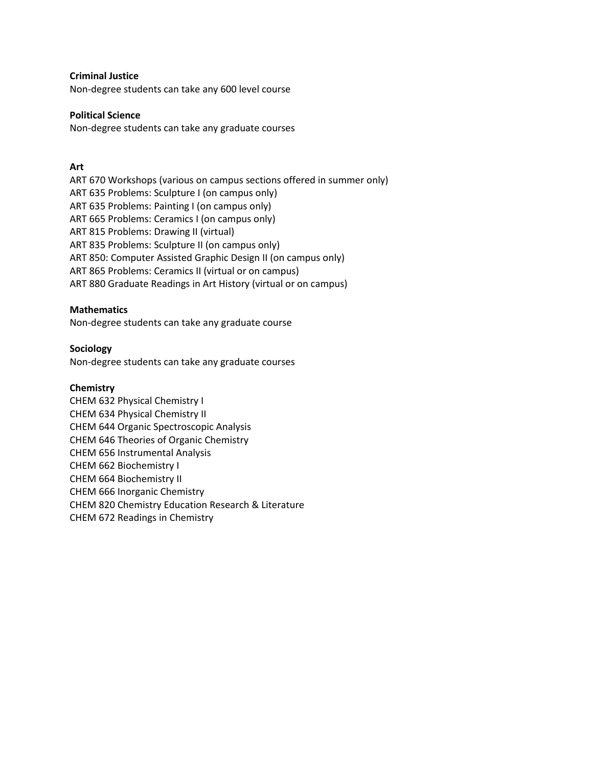**Criminal Justice**

Non-degree students can take any 600 level course

**Political Science**

Non-degree students can take any graduate courses

**Art**

ART 670 Workshops (various on campus sections offered in summer only)
ART 635 Problems: Sculpture I (on campus only)
ART 635 Problems: Painting I (on campus only)
ART 665 Problems: Ceramics I (on campus only)
ART 815 Problems: Drawing II (virtual)
ART 835 Problems: Sculpture II (on campus only)
ART 850: Computer Assisted Graphic Design II (on campus only)
ART 865 Problems: Ceramics II (virtual or on campus)
ART 880 Graduate Readings in Art History (virtual or on campus)

**Mathematics**

Non-degree students can take any graduate course

**Sociology**

Non-degree students can take any graduate courses

**Chemistry**

CHEM 632 Physical Chemistry I
CHEM 634 Physical Chemistry II
CHEM 644 Organic Spectroscopic Analysis
CHEM 646 Theories of Organic Chemistry
CHEM 656 Instrumental Analysis
CHEM 662 Biochemistry I
CHEM 664 Biochemistry II
CHEM 666 Inorganic Chemistry
CHEM 820 Chemistry Education Research & Literature
CHEM 672 Readings in Chemistry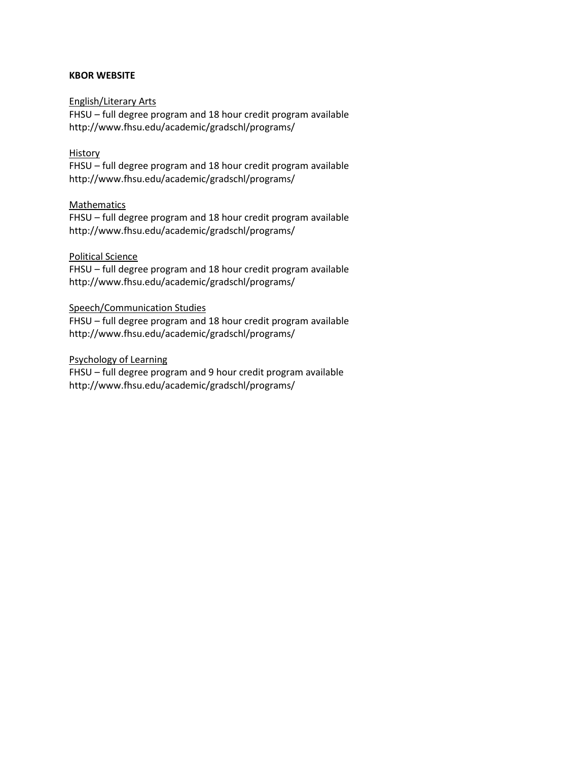**KBOR WEBSITE**

<u>English/Literary Arts</u>
FHSU – full degree program and 18 hour credit program available
http://www.fhsu.edu/academic/gradschl/programs/

<u>History</u>
FHSU – full degree program and 18 hour credit program available
http://www.fhsu.edu/academic/gradschl/programs/

<u>Mathematics</u>
FHSU – full degree program and 18 hour credit program available
http://www.fhsu.edu/academic/gradschl/programs/

<u>Political Science</u>
FHSU – full degree program and 18 hour credit program available
http://www.fhsu.edu/academic/gradschl/programs/

<u>Speech/Communication Studies</u>
FHSU – full degree program and 18 hour credit program available
http://www.fhsu.edu/academic/gradschl/programs/

<u>Psychology of Learning</u>
FHSU – full degree program and 9 hour credit program available
http://www.fhsu.edu/academic/gradschl/programs/